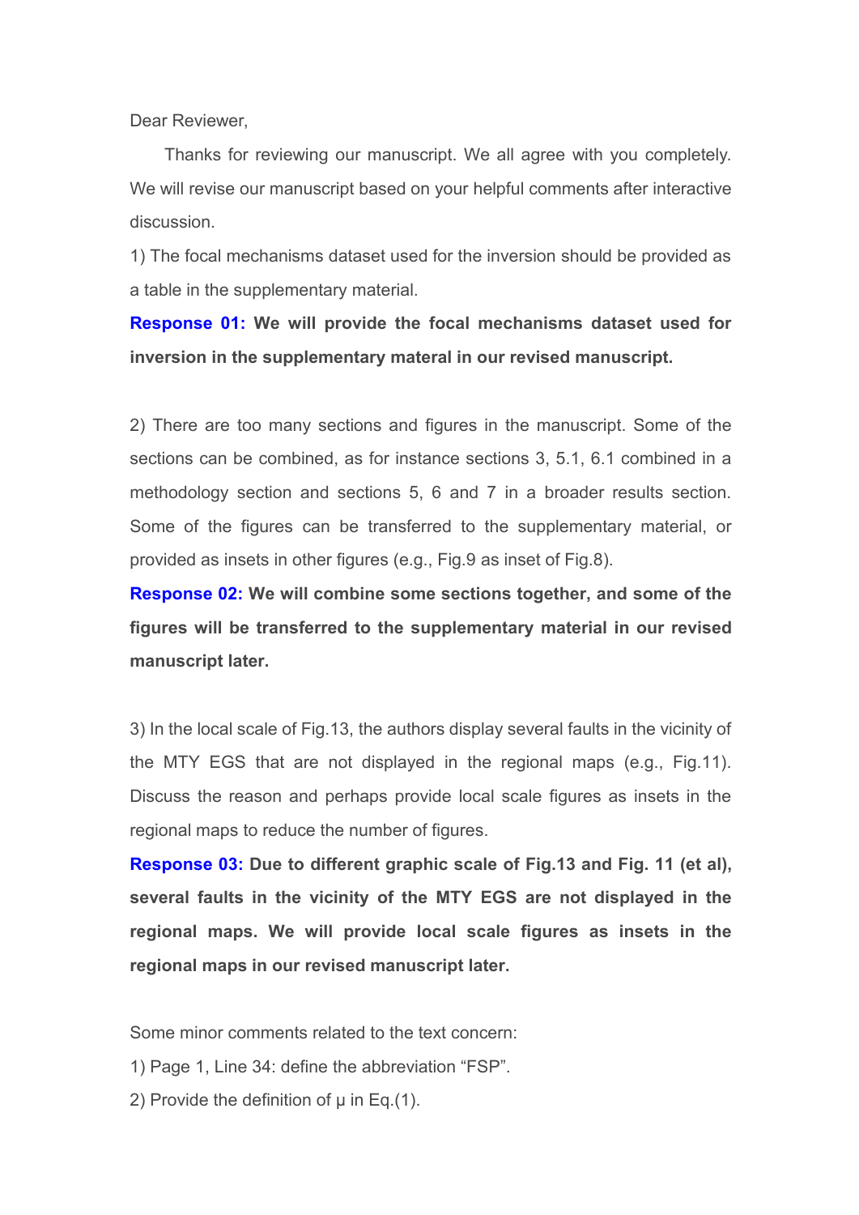Dear Reviewer,

Thanks for reviewing our manuscript. We all agree with you completely. We will revise our manuscript based on your helpful comments after interactive discussion.

1) The focal mechanisms dataset used for the inversion should be provided as a table in the supplementary material.

**Response 01: We will provide the focal mechanisms dataset used for inversion in the supplementary materal in our revised manuscript.**

2) There are too many sections and figures in the manuscript. Some of the sections can be combined, as for instance sections 3, 5.1, 6.1 combined in a methodology section and sections 5, 6 and 7 in a broader results section. Some of the figures can be transferred to the supplementary material, or provided as insets in other figures (e.g., Fig.9 as inset of Fig.8).

**Response 02: We will combine some sections together, and some of the figures will be transferred to the supplementary material in our revised manuscript later.**

3) In the local scale of Fig.13, the authors display several faults in the vicinity of the MTY EGS that are not displayed in the regional maps (e.g., Fig.11). Discuss the reason and perhaps provide local scale figures as insets in the regional maps to reduce the number of figures.

**Response 03: Due to different graphic scale of Fig.13 and Fig. 11 (et al), several faults in the vicinity of the MTY EGS are not displayed in the regional maps. We will provide local scale figures as insets in the regional maps in our revised manuscript later.**

Some minor comments related to the text concern:

1) Page 1, Line 34: define the abbreviation "FSP".

2) Provide the definition of $\mu$ in Eq.(1).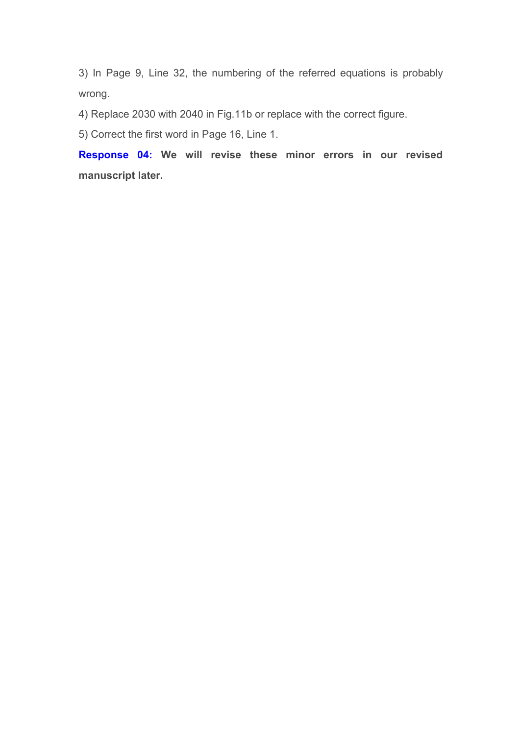3) In Page 9, Line 32, the numbering of the referred equations is probably wrong.

4) Replace 2030 with 2040 in Fig.11b or replace with the correct figure.

5) Correct the first word in Page 16, Line 1.

**Response 04: We will revise these minor errors in our revised manuscript later.**